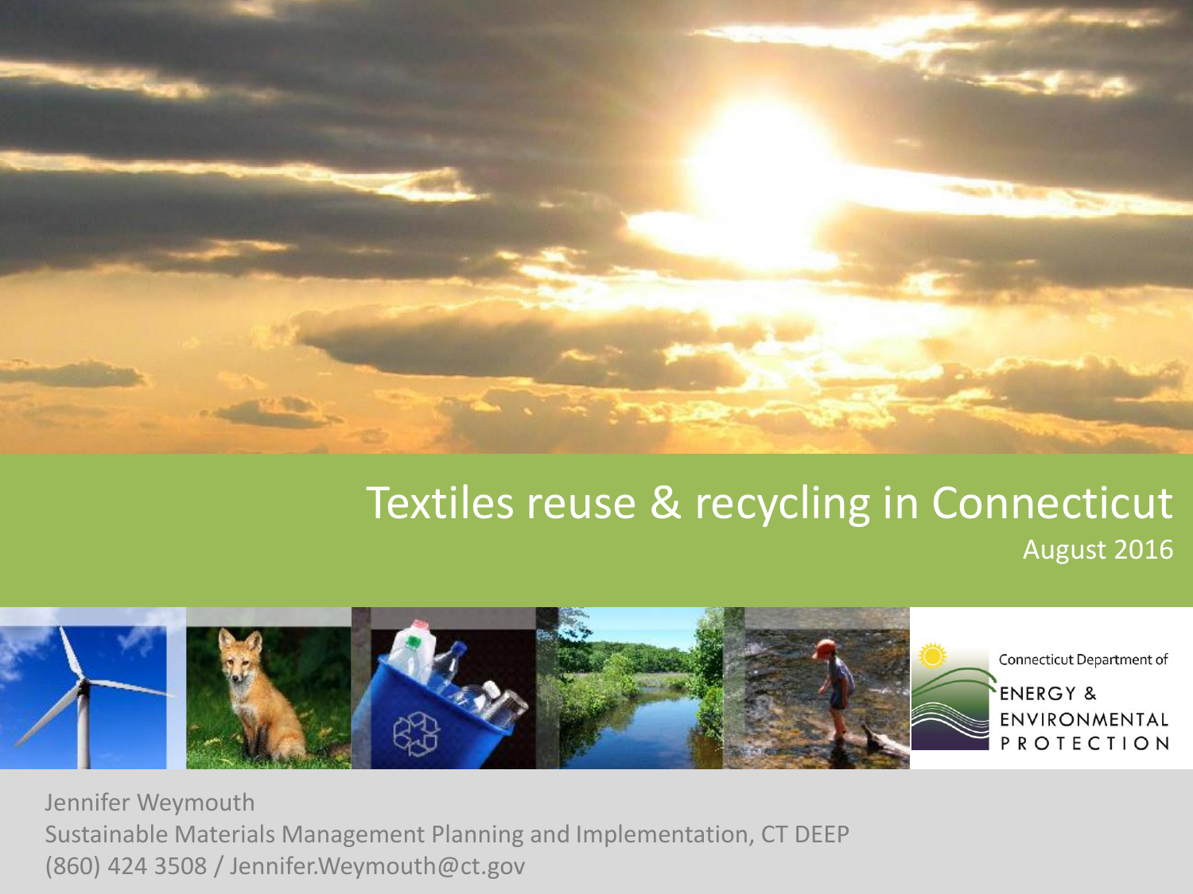# Textiles reuse & recycling in Connecticut

August 2016

Connecticut Department of ENERGY & ENVIRONMENTAL PROTECTION

Jennifer Weymouth
Sustainable Materials Management Planning and Implementation, CT DEEP
(860) 424 3508 / Jennifer.Weymouth@ct.gov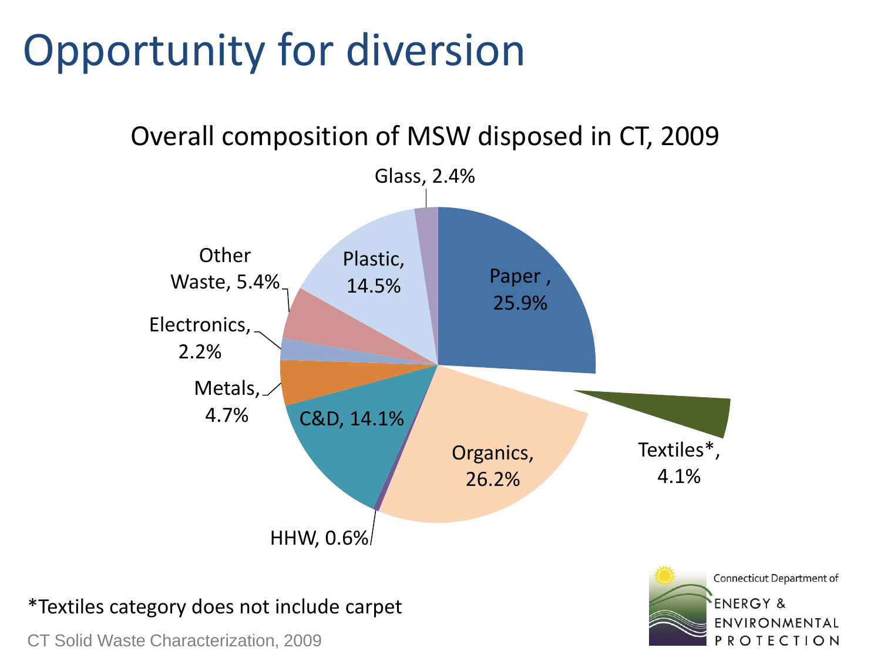# Opportunity for diversion

Overall composition of MSW disposed in CT, 2009

| Category | Percentage |
| --- | --- |
| Paper | 25.9% |
| Textiles* | 4.1% |
| Organics | 26.2% |
| HHW | 0.6% |
| C&D | 14.1% |
| Metals | 4.7% |
| Electronics | 2.2% |
| Other Waste | 5.4% |
| Plastic | 14.5% |
| Glass | 2.4% |

*Textiles category does not include carpet

CT Solid Waste Characterization, 2009

Connecticut Department of ENERGY & ENVIRONMENTAL PROTECTION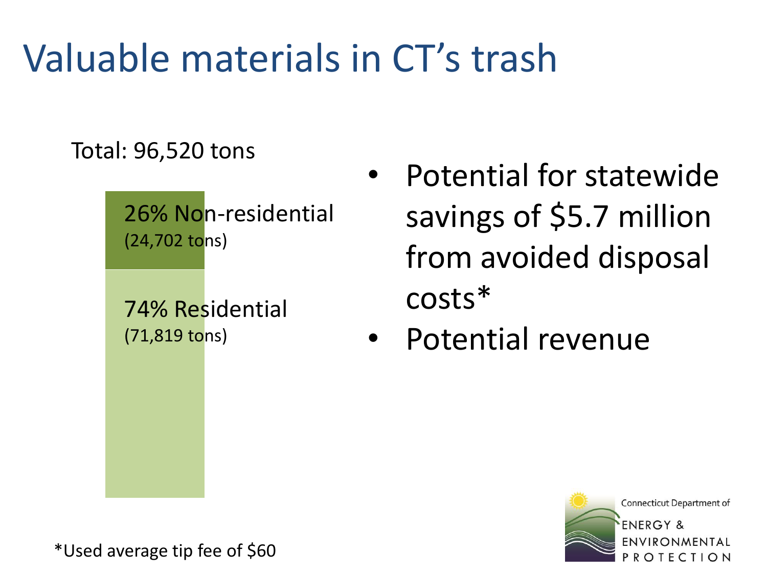# Valuable materials in CT's trash

Total: 96,520 tons

26% Non-residential
(24,702 tons)

74% Residential
(71,819 tons)

- Potential for statewide savings of $5.7 million from avoided disposal costs*
- Potential revenue

*Used average tip fee of $60

Connecticut Department of ENERGY & ENVIRONMENTAL PROTECTION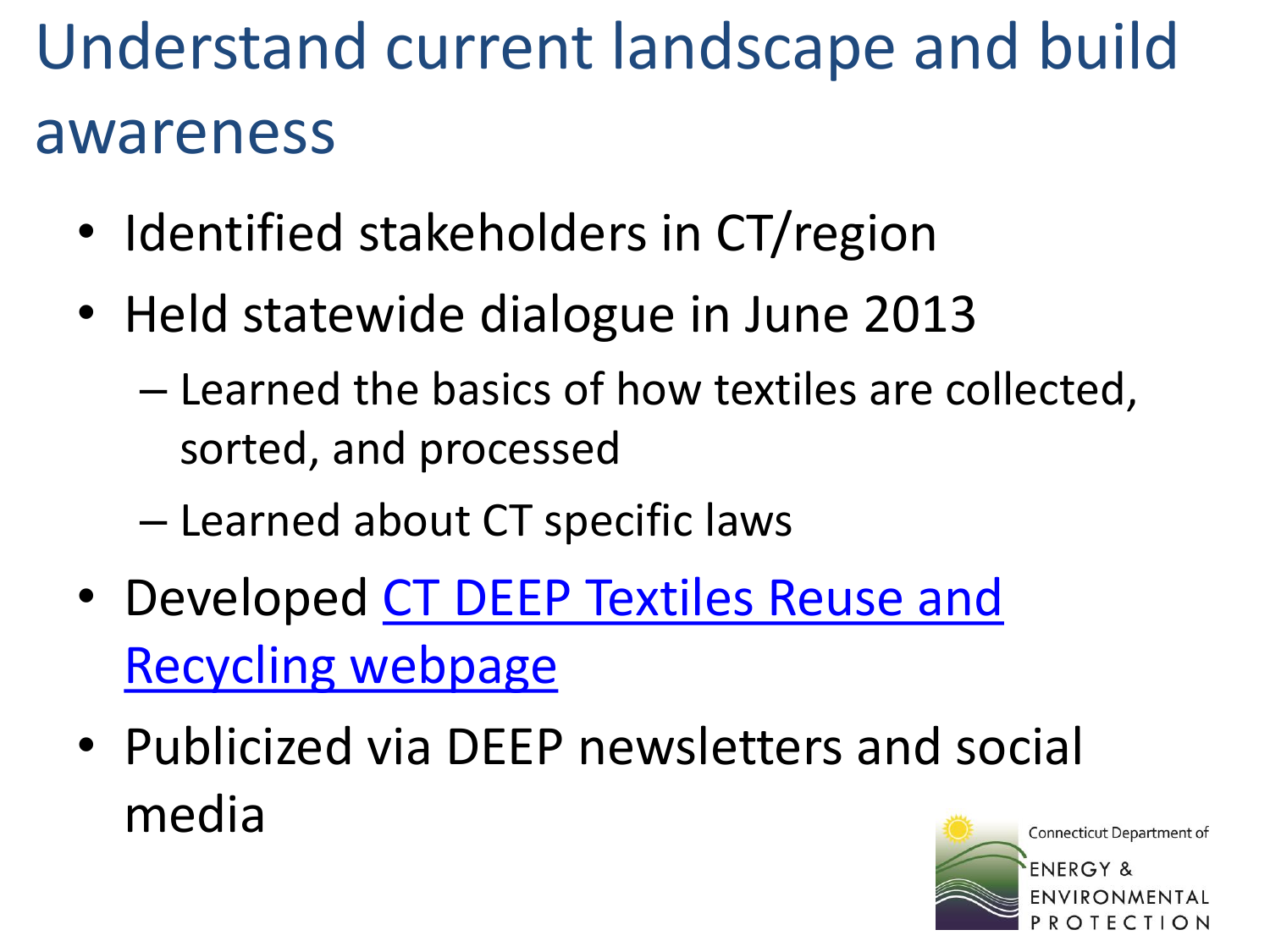# Understand current landscape and build awareness

- Identified stakeholders in CT/region
- Held statewide dialogue in June 2013
  - Learned the basics of how textiles are collected, sorted, and processed
  - Learned about CT specific laws
- Developed CT DEEP Textiles Reuse and Recycling webpage
- Publicized via DEEP newsletters and social media

Connecticut Department of ENERGY & ENVIRONMENTAL PROTECTION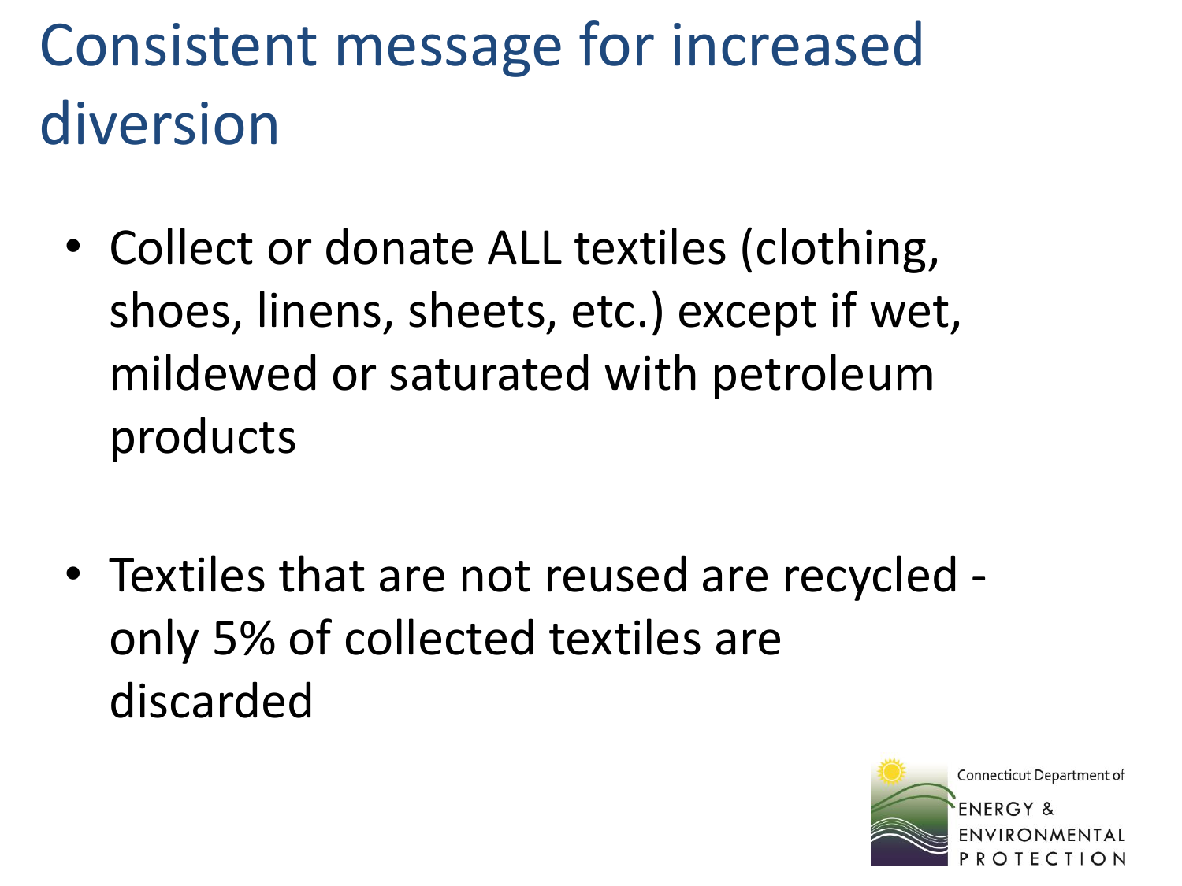# Consistent message for increased diversion

- Collect or donate ALL textiles (clothing, shoes, linens, sheets, etc.) except if wet, mildewed or saturated with petroleum products
- Textiles that are not reused are recycled - only 5% of collected textiles are discarded

Connecticut Department of ENERGY & ENVIRONMENTAL PROTECTION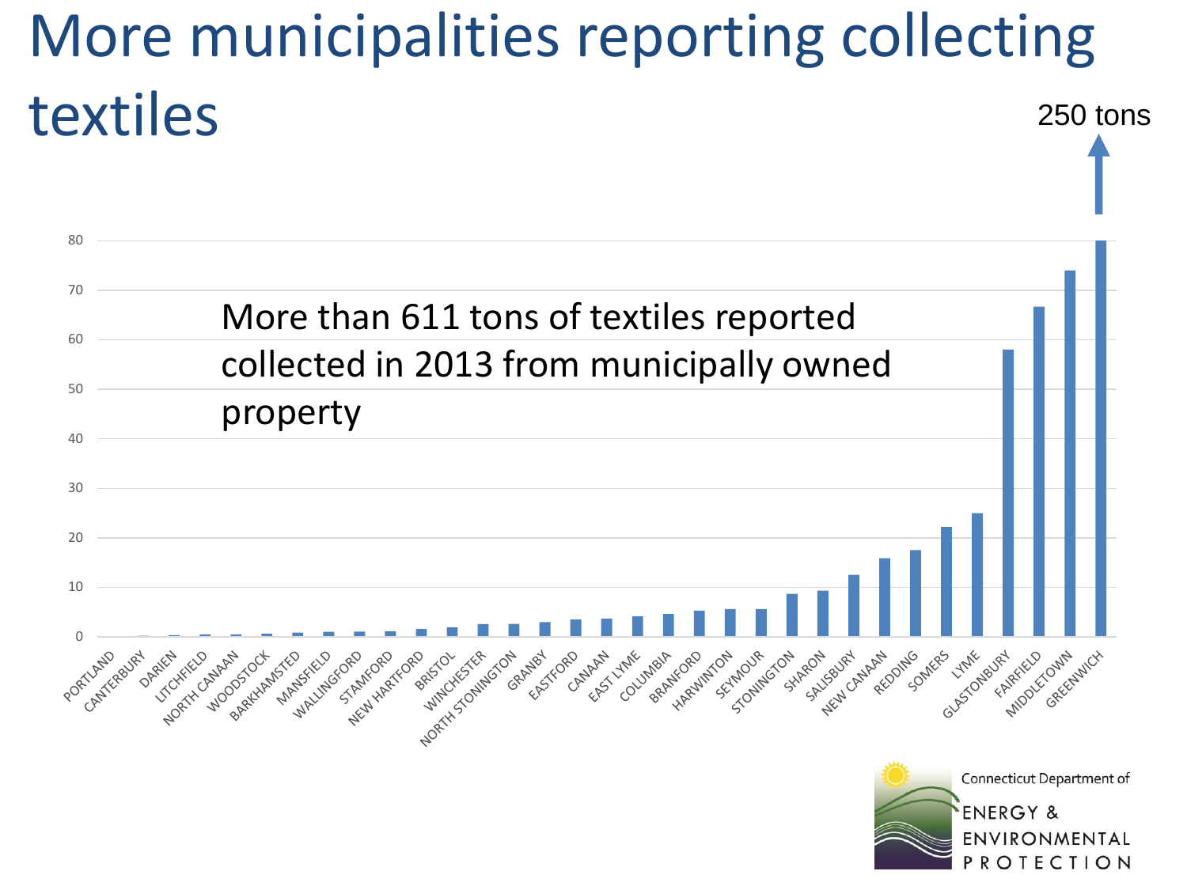# More municipalities reporting collecting textiles

More than 611 tons of textiles reported collected in 2013 from municipally owned property

250 tons

80

70

60

50

40

30

20

10

0

PORTLAND, CANTERBURY, DARIEN, LITCHFIELD, NORTH CANAAN, WOODSTOCK, BARKHAMSTED, MANSFIELD, WALLINGFORD, STAMFORD, NEW HARTFORD, BRISTOL, WINCHESTER, NORTH STONINGTON, GRANBY, EASTFORD, CANAAN, EAST LYME, COLUMBIA, BRANFORD, HARWINTON, SEYMOUR, STONINGTON, SHARON, SALISBURY, NEW CANAAN, REDDING, SOMERS, LYME, GLASTONBURY, FAIRFIELD, MIDDLETOWN, GREENWICH

Connecticut Department of ENERGY & ENVIRONMENTAL PROTECTION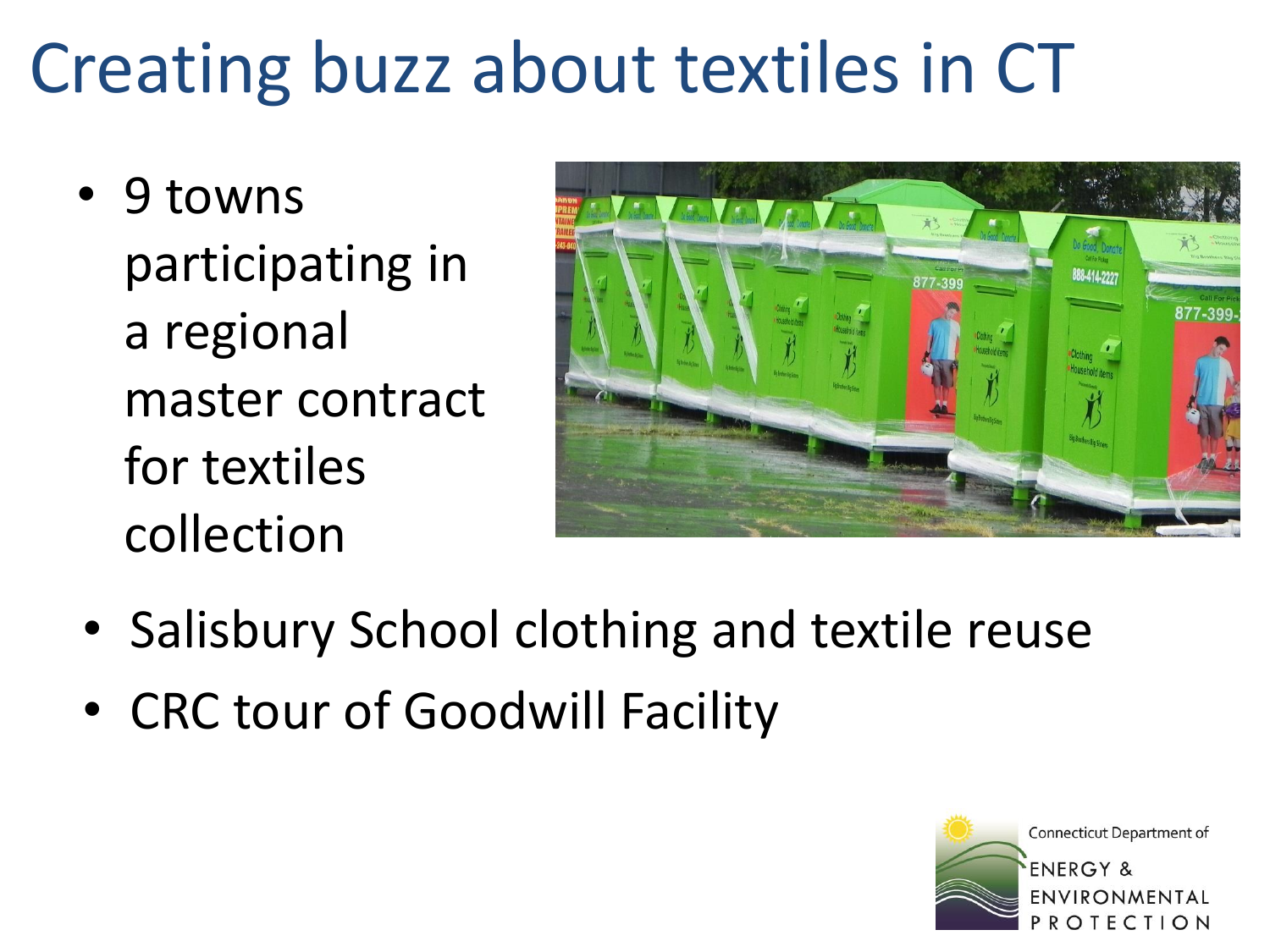# Creating buzz about textiles in CT

- 9 towns participating in a regional master contract for textiles collection
- Salisbury School clothing and textile reuse
- CRC tour of Goodwill Facility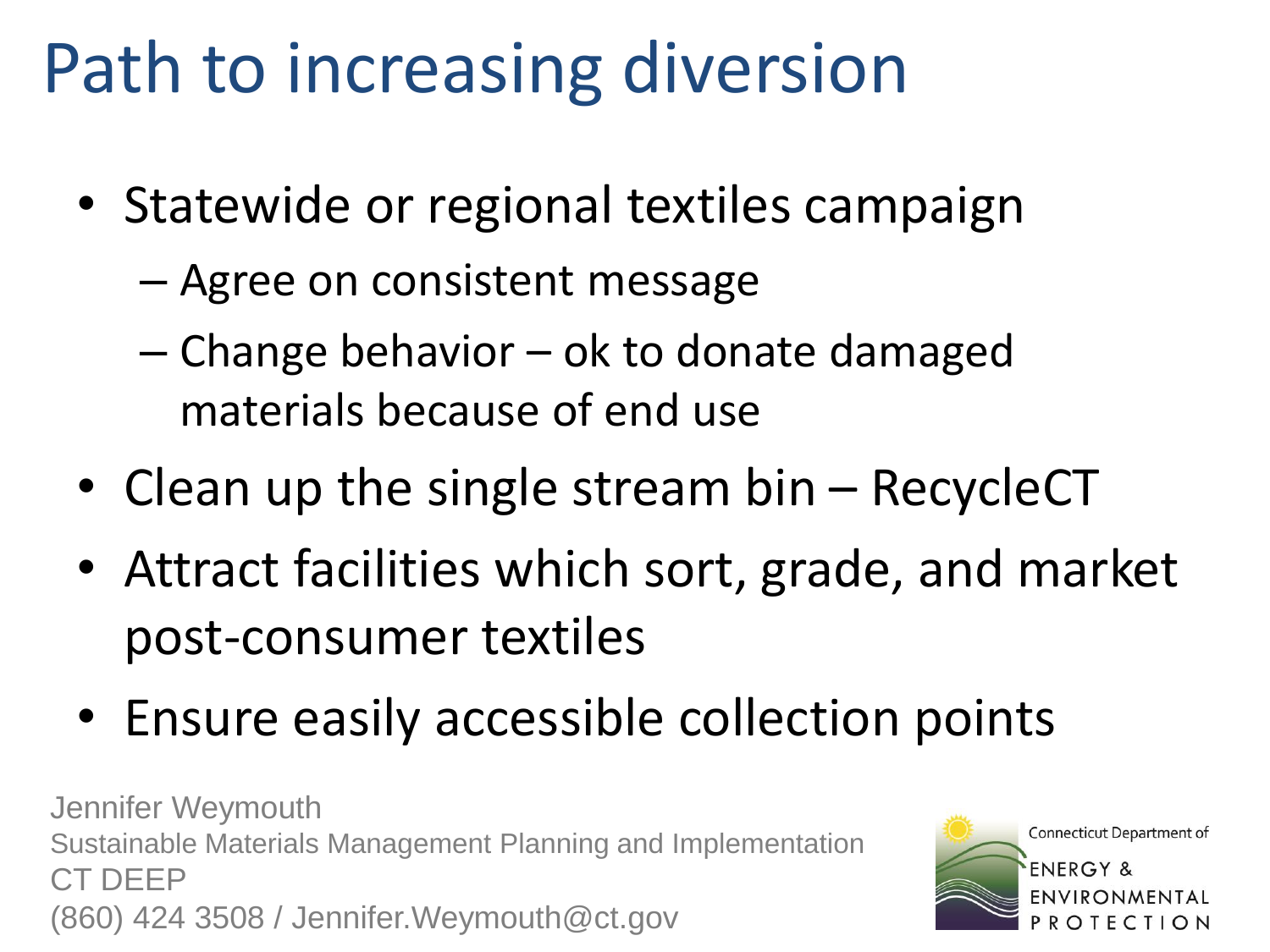# Path to increasing diversion

- Statewide or regional textiles campaign
  - Agree on consistent message
  - Change behavior – ok to donate damaged materials because of end use
- Clean up the single stream bin – RecycleCT
- Attract facilities which sort, grade, and market post-consumer textiles
- Ensure easily accessible collection points

Jennifer Weymouth
Sustainable Materials Management Planning and Implementation
CT DEEP
(860) 424 3508 / Jennifer.Weymouth@ct.gov

Connecticut Department of ENERGY & ENVIRONMENTAL PROTECTION